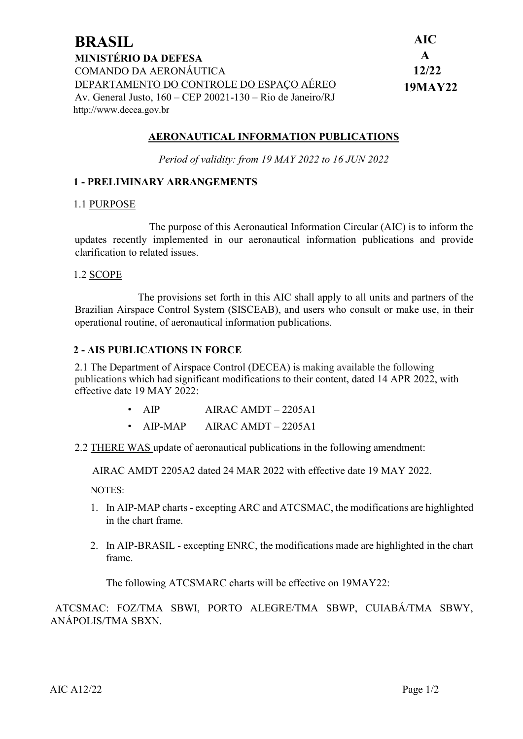**BRASIL**
**MINISTÉRIO DA DEFESA**
COMANDO DA AERONÁUTICA
DEPARTAMENTO DO CONTROLE DO ESPAÇO AÉREO
Av. General Justo, 160 – CEP 20021-130 – Rio de Janeiro/RJ
http://www.decea.gov.br

**AIC**
**A**
**12/22**
**19MAY22**

## AERONAUTICAL INFORMATION PUBLICATIONS

*Period of validity: from 19 MAY 2022 to 16 JUN 2022*

### 1 - PRELIMINARY ARRANGEMENTS

1.1 PURPOSE

The purpose of this Aeronautical Information Circular (AIC) is to inform the updates recently implemented in our aeronautical information publications and provide clarification to related issues.

1.2 SCOPE

The provisions set forth in this AIC shall apply to all units and partners of the Brazilian Airspace Control System (SISCEAB), and users who consult or make use, in their operational routine, of aeronautical information publications.

### 2 - AIS PUBLICATIONS IN FORCE

2.1 The Department of Airspace Control (DECEA) is making available the following publications which had significant modifications to their content, dated 14 APR 2022, with effective date 19 MAY 2022:

- AIP AIRAC AMDT – 2205A1
- AIP-MAP AIRAC AMDT – 2205A1

2.2 THERE WAS update of aeronautical publications in the following amendment:

AIRAC AMDT 2205A2 dated 24 MAR 2022 with effective date 19 MAY 2022.

NOTES:

1. In AIP-MAP charts - excepting ARC and ATCSMAC, the modifications are highlighted in the chart frame.
2. In AIP-BRASIL - excepting ENRC, the modifications made are highlighted in the chart frame.

The following ATCSMARC charts will be effective on 19MAY22:

ATCSMAC: FOZ/TMA SBWI, PORTO ALEGRE/TMA SBWP, CUIABÁ/TMA SBWY, ANÁPOLIS/TMA SBXN.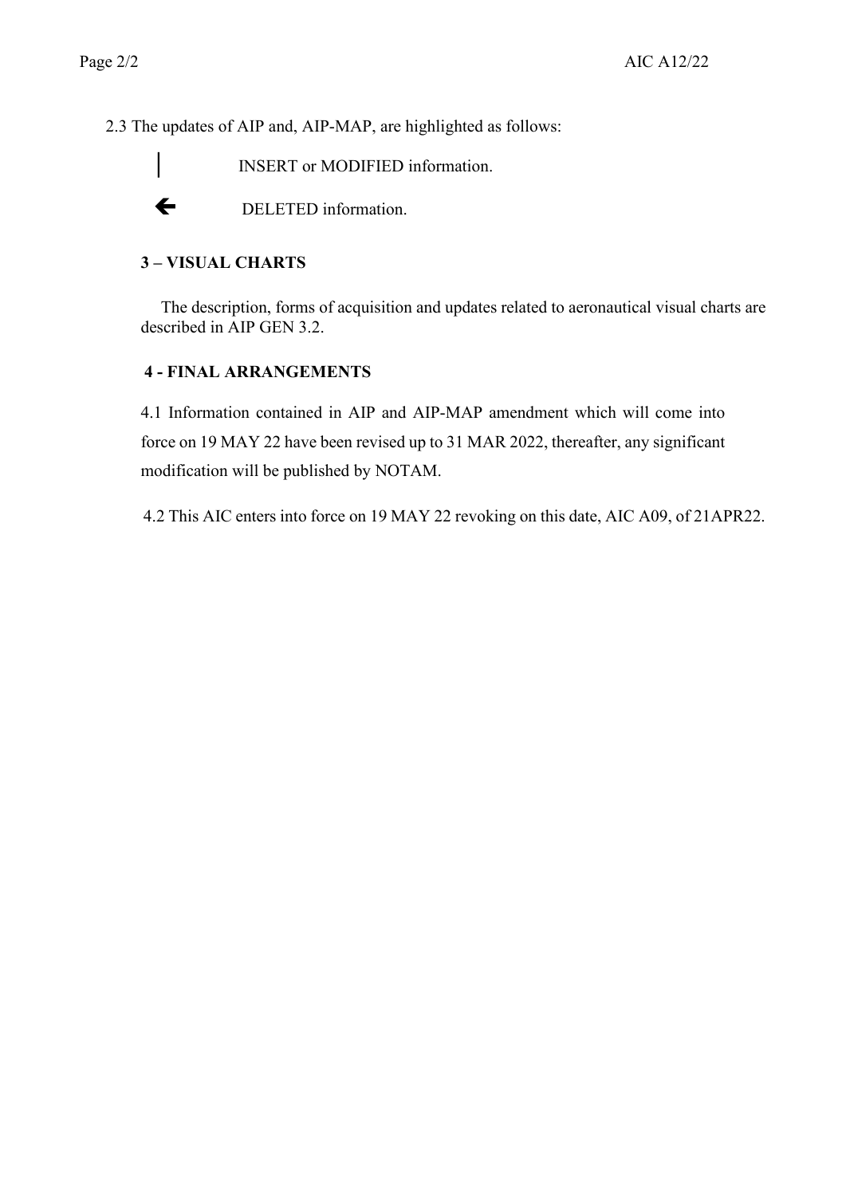2.3 The updates of AIP and, AIP-MAP, are highlighted as follows:

| INSERT or MODIFIED information.

← DELETED information.

## 3 – VISUAL CHARTS

The description, forms of acquisition and updates related to aeronautical visual charts are described in AIP GEN 3.2.

## 4 - FINAL ARRANGEMENTS

4.1 Information contained in AIP and AIP-MAP amendment which will come into force on 19 MAY 22 have been revised up to 31 MAR 2022, thereafter, any significant modification will be published by NOTAM.

4.2 This AIC enters into force on 19 MAY 22 revoking on this date, AIC A09, of 21APR22.